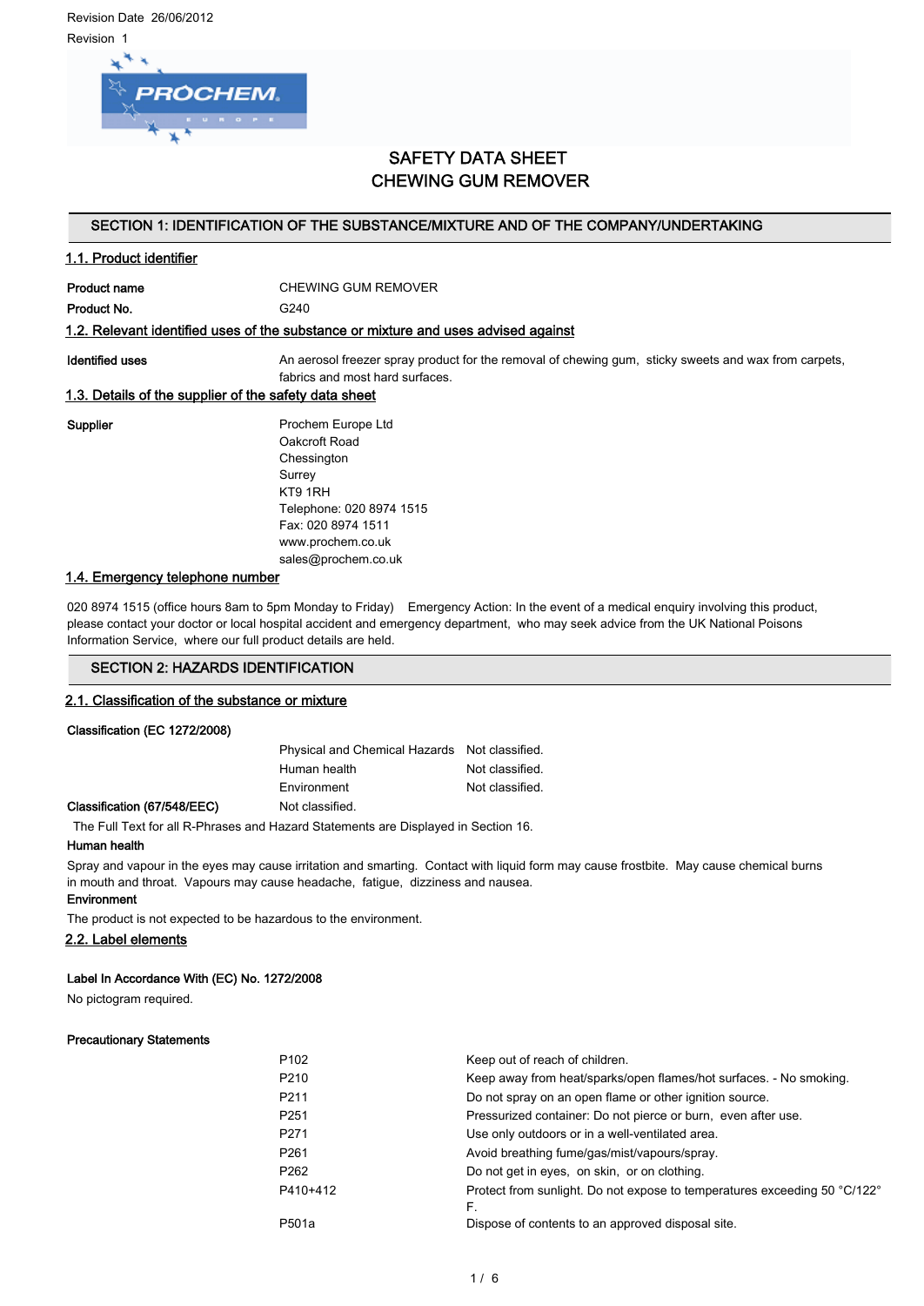Revision Date 26/06/2012

Revision 1

# SAFETY DATA SHEET
# CHEWING GUM REMOVER

## SECTION 1: IDENTIFICATION OF THE SUBSTANCE/MIXTURE AND OF THE COMPANY/UNDERTAKING

### 1.1. Product identifier

**Product name** CHEWING GUM REMOVER

**Product No.** G240

### 1.2. Relevant identified uses of the substance or mixture and uses advised against

**Identified uses** An aerosol freezer spray product for the removal of chewing gum, sticky sweets and wax from carpets, fabrics and most hard surfaces.

### 1.3. Details of the supplier of the safety data sheet

**Supplier**

Prochem Europe Ltd
Oakcroft Road
Chessington
Surrey
KT9 1RH
Telephone: 020 8974 1515
Fax: 020 8974 1511
www.prochem.co.uk
sales@prochem.co.uk

### 1.4. Emergency telephone number

020 8974 1515 (office hours 8am to 5pm Monday to Friday) Emergency Action: In the event of a medical enquiry involving this product, please contact your doctor or local hospital accident and emergency department, who may seek advice from the UK National Poisons Information Service, where our full product details are held.

## SECTION 2: HAZARDS IDENTIFICATION

### 2.1. Classification of the substance or mixture

**Classification (EC 1272/2008)**

| | |
|---|---|
| Physical and Chemical Hazards | Not classified. |
| Human health | Not classified. |
| Environment | Not classified. |

**Classification (67/548/EEC)** Not classified.

The Full Text for all R-Phrases and Hazard Statements are Displayed in Section 16.

**Human health**

Spray and vapour in the eyes may cause irritation and smarting. Contact with liquid form may cause frostbite. May cause chemical burns in mouth and throat. Vapours may cause headache, fatigue, dizziness and nausea.

**Environment**

The product is not expected to be hazardous to the environment.

### 2.2. Label elements

**Label In Accordance With (EC) No. 1272/2008**

No pictogram required.

**Precautionary Statements**

| | |
|---|---|
| P102 | Keep out of reach of children. |
| P210 | Keep away from heat/sparks/open flames/hot surfaces. - No smoking. |
| P211 | Do not spray on an open flame or other ignition source. |
| P251 | Pressurized container: Do not pierce or burn, even after use. |
| P271 | Use only outdoors or in a well-ventilated area. |
| P261 | Avoid breathing fume/gas/mist/vapours/spray. |
| P262 | Do not get in eyes, on skin, or on clothing. |
| P410+412 | Protect from sunlight. Do not expose to temperatures exceeding 50 °C/122° F. |
| P501a | Dispose of contents to an approved disposal site. |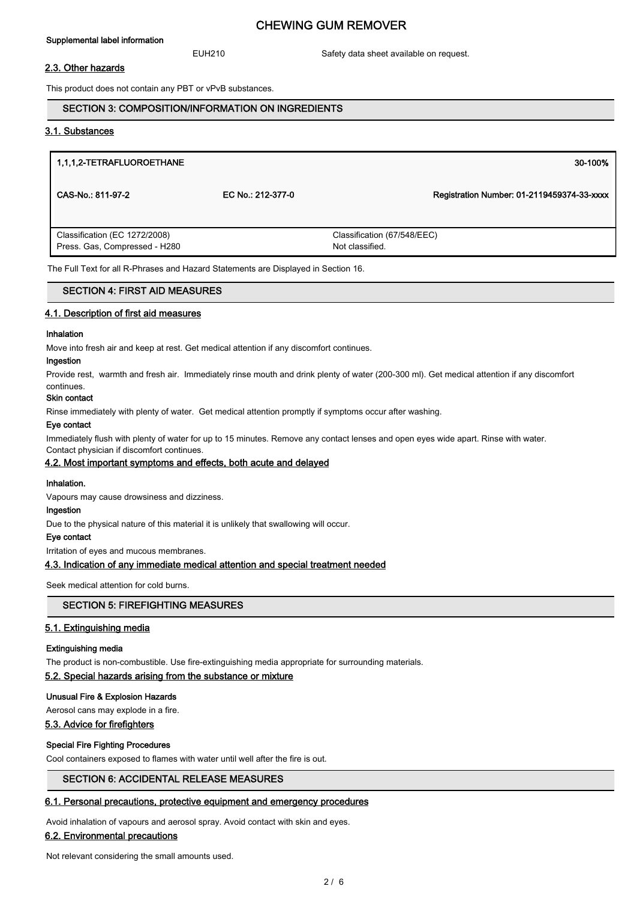**Supplemental label information**

EUH210 Safety data sheet available on request.

### 2.3. Other hazards

This product does not contain any PBT or vPvB substances.

## SECTION 3: COMPOSITION/INFORMATION ON INGREDIENTS

### 3.1. Substances

| 1,1,1,2-TETRAFLUOROETHANE | | 30-100% |
|---|---|---|
| CAS-No.: 811-97-2 | EC No.: 212-377-0 | Registration Number: 01-2119459374-33-xxxx |
| Classification (EC 1272/2008)<br>Press. Gas, Compressed - H280 | Classification (67/548/EEC)<br>Not classified. | |

The Full Text for all R-Phrases and Hazard Statements are Displayed in Section 16.

## SECTION 4: FIRST AID MEASURES

### 4.1. Description of first aid measures

**Inhalation**

Move into fresh air and keep at rest. Get medical attention if any discomfort continues.

**Ingestion**

Provide rest, warmth and fresh air. Immediately rinse mouth and drink plenty of water (200-300 ml). Get medical attention if any discomfort continues.

**Skin contact**

Rinse immediately with plenty of water. Get medical attention promptly if symptoms occur after washing.

**Eye contact**

Immediately flush with plenty of water for up to 15 minutes. Remove any contact lenses and open eyes wide apart. Rinse with water. Contact physician if discomfort continues.

### 4.2. Most important symptoms and effects, both acute and delayed

**Inhalation.**

Vapours may cause drowsiness and dizziness.

**Ingestion**

Due to the physical nature of this material it is unlikely that swallowing will occur.

**Eye contact**

Irritation of eyes and mucous membranes.

### 4.3. Indication of any immediate medical attention and special treatment needed

Seek medical attention for cold burns.

## SECTION 5: FIREFIGHTING MEASURES

### 5.1. Extinguishing media

**Extinguishing media**

The product is non-combustible. Use fire-extinguishing media appropriate for surrounding materials.

### 5.2. Special hazards arising from the substance or mixture

**Unusual Fire & Explosion Hazards**

Aerosol cans may explode in a fire.

### 5.3. Advice for firefighters

**Special Fire Fighting Procedures**

Cool containers exposed to flames with water until well after the fire is out.

## SECTION 6: ACCIDENTAL RELEASE MEASURES

### 6.1. Personal precautions, protective equipment and emergency procedures

Avoid inhalation of vapours and aerosol spray. Avoid contact with skin and eyes.

### 6.2. Environmental precautions

Not relevant considering the small amounts used.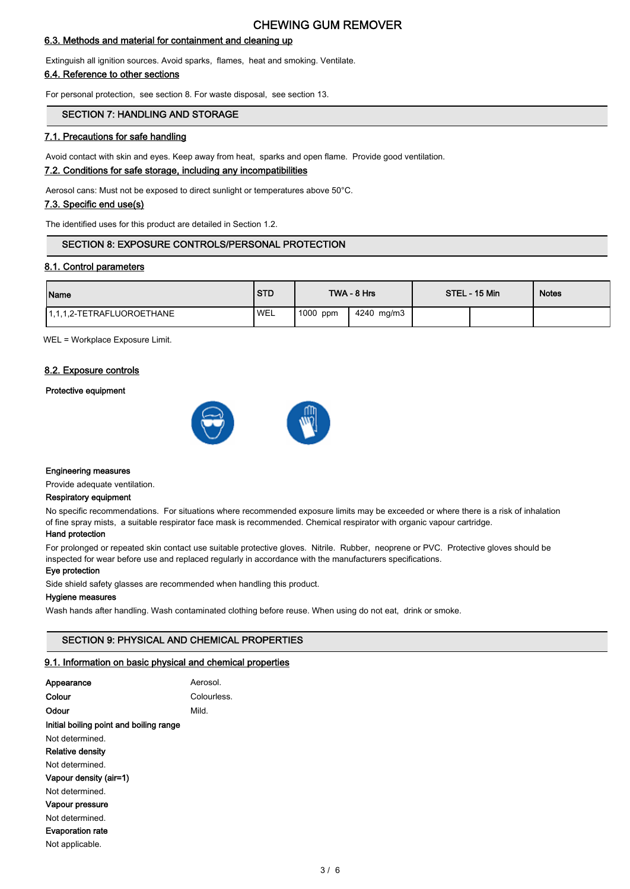#### 6.3. Methods and material for containment and cleaning up

Extinguish all ignition sources. Avoid sparks, flames, heat and smoking. Ventilate.

#### 6.4. Reference to other sections

For personal protection, see section 8. For waste disposal, see section 13.

## SECTION 7: HANDLING AND STORAGE

#### 7.1. Precautions for safe handling

Avoid contact with skin and eyes. Keep away from heat, sparks and open flame. Provide good ventilation.

#### 7.2. Conditions for safe storage, including any incompatibilities

Aerosol cans: Must not be exposed to direct sunlight or temperatures above 50°C.

#### 7.3. Specific end use(s)

The identified uses for this product are detailed in Section 1.2.

## SECTION 8: EXPOSURE CONTROLS/PERSONAL PROTECTION

#### 8.1. Control parameters

| Name | STD | TWA - 8 Hrs | | STEL - 15 Min | | Notes |
|---|---|---|---|---|---|---|
| 1,1,1,2-TETRAFLUOROETHANE | WEL | 1000 ppm | 4240 mg/m3 | | | |

WEL = Workplace Exposure Limit.

#### 8.2. Exposure controls

**Protective equipment**

**Engineering measures**

Provide adequate ventilation.

**Respiratory equipment**

No specific recommendations. For situations where recommended exposure limits may be exceeded or where there is a risk of inhalation of fine spray mists, a suitable respirator face mask is recommended. Chemical respirator with organic vapour cartridge.

**Hand protection**

For prolonged or repeated skin contact use suitable protective gloves. Nitrile. Rubber, neoprene or PVC. Protective gloves should be inspected for wear before use and replaced regularly in accordance with the manufacturers specifications.

**Eye protection**

Side shield safety glasses are recommended when handling this product.

**Hygiene measures**

Wash hands after handling. Wash contaminated clothing before reuse. When using do not eat, drink or smoke.

## SECTION 9: PHYSICAL AND CHEMICAL PROPERTIES

#### 9.1. Information on basic physical and chemical properties

**Appearance** Aerosol.

**Colour** Colourless.

**Odour** Mild.

**Initial boiling point and boiling range**

Not determined.

**Relative density**

Not determined.

**Vapour density (air=1)**

Not determined.

**Vapour pressure**

Not determined.

**Evaporation rate**

Not applicable.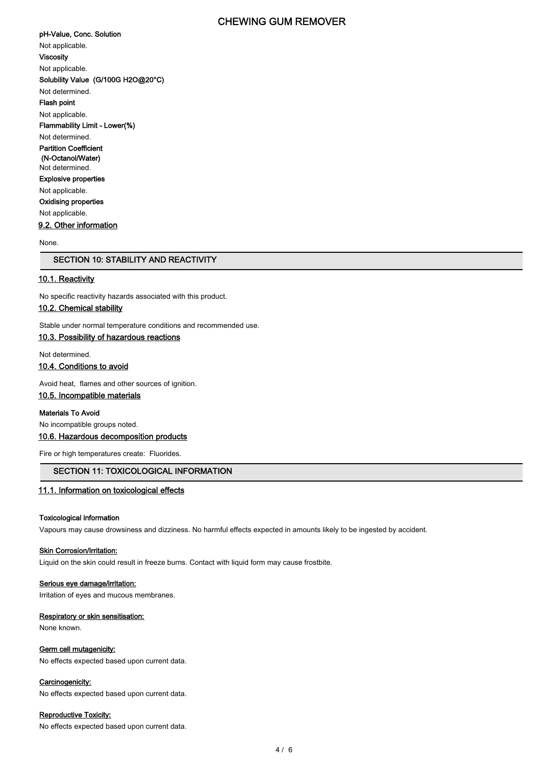**pH-Value, Conc. Solution**

Not applicable.

**Viscosity**

Not applicable.

**Solubility Value (G/100G H2O@20°C)**

Not determined.

**Flash point**

Not applicable.

**Flammability Limit - Lower(%)**

Not determined.

**Partition Coefficient (N-Octanol/Water)**

Not determined.

**Explosive properties**

Not applicable.

**Oxidising properties**

Not applicable.

### 9.2. Other information

None.

## SECTION 10: STABILITY AND REACTIVITY

### 10.1. Reactivity

No specific reactivity hazards associated with this product.

### 10.2. Chemical stability

Stable under normal temperature conditions and recommended use.

### 10.3. Possibility of hazardous reactions

Not determined.

### 10.4. Conditions to avoid

Avoid heat, flames and other sources of ignition.

### 10.5. Incompatible materials

**Materials To Avoid**

No incompatible groups noted.

### 10.6. Hazardous decomposition products

Fire or high temperatures create: Fluorides.

## SECTION 11: TOXICOLOGICAL INFORMATION

### 11.1. Information on toxicological effects

**Toxicological information**

Vapours may cause drowsiness and dizziness. No harmful effects expected in amounts likely to be ingested by accident.

**Skin Corrosion/Irritation:**

Liquid on the skin could result in freeze burns. Contact with liquid form may cause frostbite.

**Serious eye damage/irritation:**

Irritation of eyes and mucous membranes.

**Respiratory or skin sensitisation:**

None known.

**Germ cell mutagenicity:**

No effects expected based upon current data.

**Carcinogenicity:**

No effects expected based upon current data.

**Reproductive Toxicity:**

No effects expected based upon current data.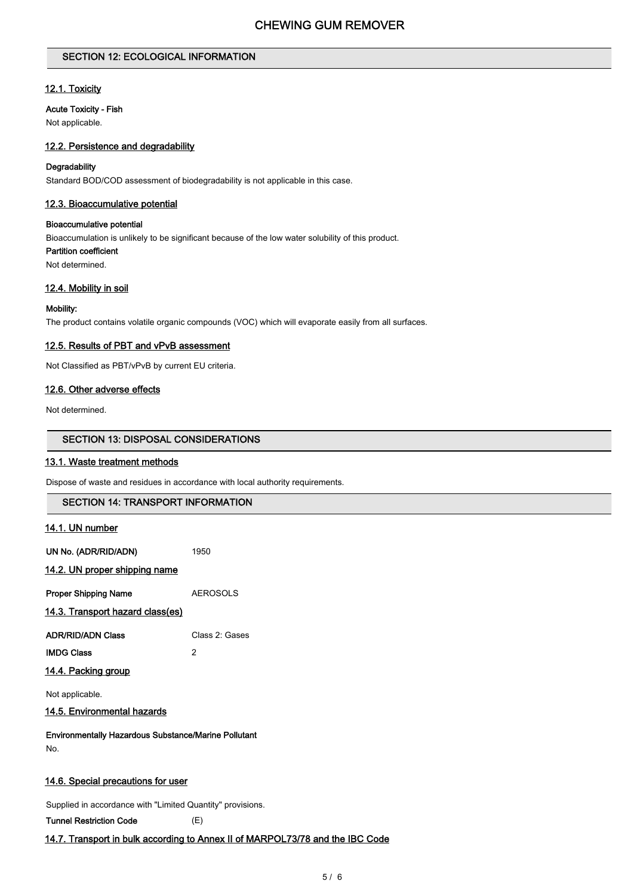## SECTION 12: ECOLOGICAL INFORMATION

### 12.1. Toxicity

**Acute Toxicity - Fish**

Not applicable.

### 12.2. Persistence and degradability

**Degradability**

Standard BOD/COD assessment of biodegradability is not applicable in this case.

### 12.3. Bioaccumulative potential

**Bioaccumulative potential**

Bioaccumulation is unlikely to be significant because of the low water solubility of this product.

**Partition coefficient**

Not determined.

### 12.4. Mobility in soil

**Mobility:**

The product contains volatile organic compounds (VOC) which will evaporate easily from all surfaces.

### 12.5. Results of PBT and vPvB assessment

Not Classified as PBT/vPvB by current EU criteria.

### 12.6. Other adverse effects

Not determined.

## SECTION 13: DISPOSAL CONSIDERATIONS

### 13.1. Waste treatment methods

Dispose of waste and residues in accordance with local authority requirements.

## SECTION 14: TRANSPORT INFORMATION

### 14.1. UN number

**UN No. (ADR/RID/ADN)** 1950

### 14.2. UN proper shipping name

**Proper Shipping Name** AEROSOLS

### 14.3. Transport hazard class(es)

**ADR/RID/ADN Class** Class 2: Gases

**IMDG Class** 2

### 14.4. Packing group

Not applicable.

### 14.5. Environmental hazards

**Environmentally Hazardous Substance/Marine Pollutant**

No.

### 14.6. Special precautions for user

Supplied in accordance with "Limited Quantity" provisions.

**Tunnel Restriction Code** (E)

### 14.7. Transport in bulk according to Annex II of MARPOL73/78 and the IBC Code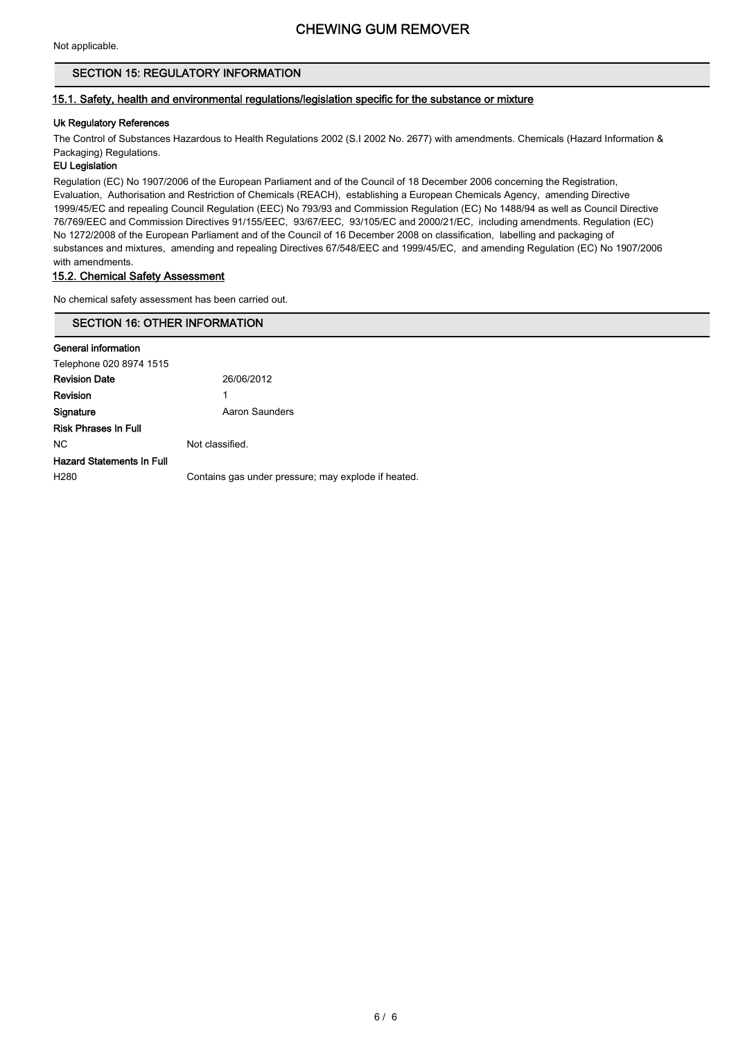Not applicable.

## SECTION 15: REGULATORY INFORMATION

### 15.1. Safety, health and environmental regulations/legislation specific for the substance or mixture

**Uk Regulatory References**

The Control of Substances Hazardous to Health Regulations 2002 (S.I 2002 No. 2677) with amendments. Chemicals (Hazard Information & Packaging) Regulations.

**EU Legislation**

Regulation (EC) No 1907/2006 of the European Parliament and of the Council of 18 December 2006 concerning the Registration, Evaluation, Authorisation and Restriction of Chemicals (REACH), establishing a European Chemicals Agency, amending Directive 1999/45/EC and repealing Council Regulation (EEC) No 793/93 and Commission Regulation (EC) No 1488/94 as well as Council Directive 76/769/EEC and Commission Directives 91/155/EEC, 93/67/EEC, 93/105/EC and 2000/21/EC, including amendments. Regulation (EC) No 1272/2008 of the European Parliament and of the Council of 16 December 2008 on classification, labelling and packaging of substances and mixtures, amending and repealing Directives 67/548/EEC and 1999/45/EC, and amending Regulation (EC) No 1907/2006 with amendments.

### 15.2. Chemical Safety Assessment

No chemical safety assessment has been carried out.

## SECTION 16: OTHER INFORMATION

**General information**

Telephone 020 8974 1515

| | |
|---|---|
| **Revision Date** | 26/06/2012 |
| **Revision** | 1 |
| **Signature** | Aaron Saunders |

**Risk Phrases In Full**

| | |
|---|---|
| NC | Not classified. |

**Hazard Statements In Full**

| | |
|---|---|
| H280 | Contains gas under pressure; may explode if heated. |